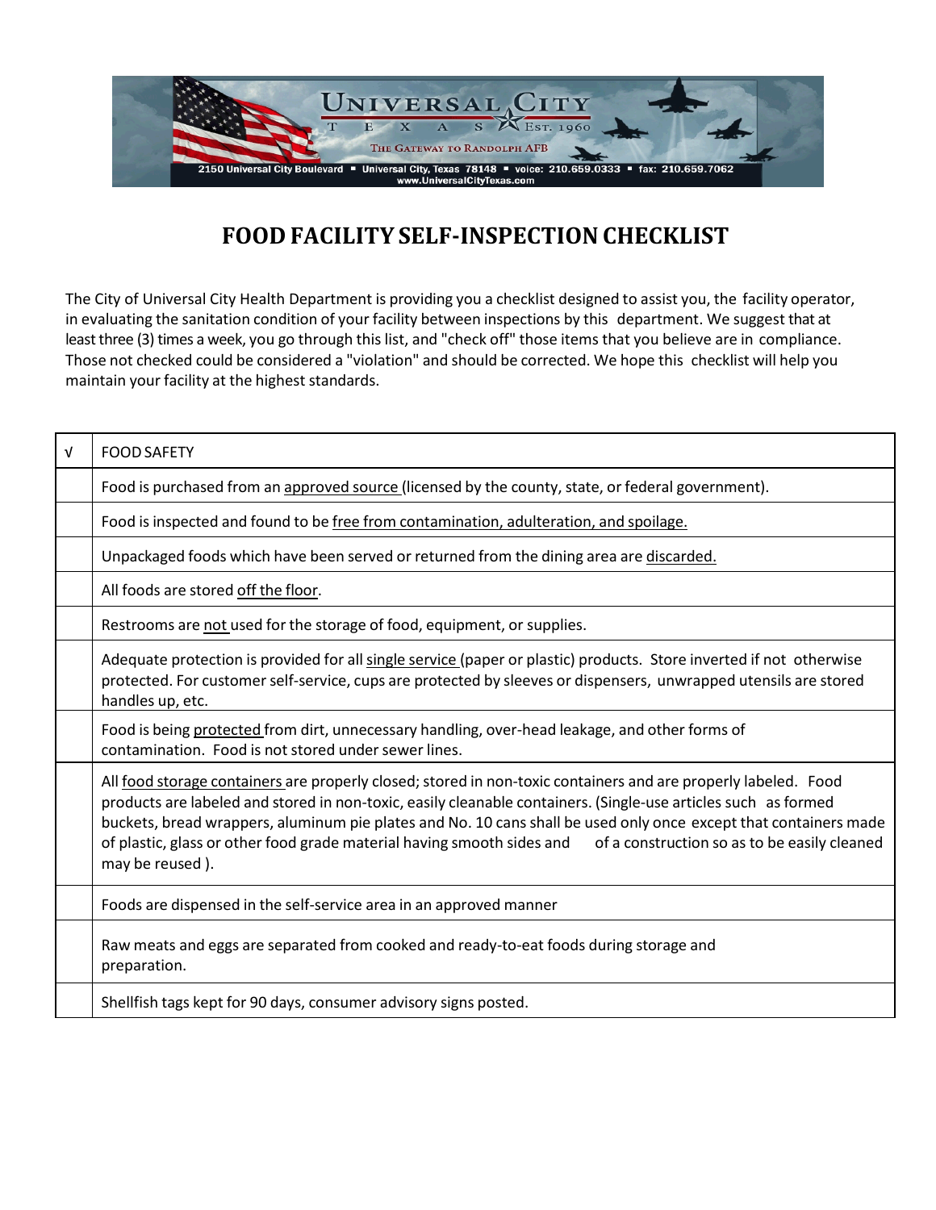UNIVERSAL CITY
TEXAS Est. 1960
THE GATEWAY TO RANDOLPH AFB
2150 Universal City Boulevard ▪ Universal City, Texas 78148 ▪ voice: 210.659.0333 ▪ fax: 210.659.7062
www.UniversalCityTexas.com

# FOOD FACILITY SELF-INSPECTION CHECKLIST

The City of Universal City Health Department is providing you a checklist designed to assist you, the facility operator, in evaluating the sanitation condition of your facility between inspections by this department. We suggest that at least three (3) times a week, you go through this list, and "check off" those items that you believe are in compliance. Those not checked could be considered a "violation" and should be corrected. We hope this checklist will help you maintain your facility at the highest standards.

| √ | FOOD SAFETY |
|---|---|
| | Food is purchased from an approved source (licensed by the county, state, or federal government). |
| | Food is inspected and found to be free from contamination, adulteration, and spoilage. |
| | Unpackaged foods which have been served or returned from the dining area are discarded. |
| | All foods are stored off the floor. |
| | Restrooms are not used for the storage of food, equipment, or supplies. |
| | Adequate protection is provided for all single service (paper or plastic) products. Store inverted if not otherwise protected. For customer self-service, cups are protected by sleeves or dispensers, unwrapped utensils are stored handles up, etc. |
| | Food is being protected from dirt, unnecessary handling, over-head leakage, and other forms of contamination. Food is not stored under sewer lines. |
| | All food storage containers are properly closed; stored in non-toxic containers and are properly labeled. Food products are labeled and stored in non-toxic, easily cleanable containers. (Single-use articles such as formed buckets, bread wrappers, aluminum pie plates and No. 10 cans shall be used only once except that containers made of plastic, glass or other food grade material having smooth sides and of a construction so as to be easily cleaned may be reused ). |
| | Foods are dispensed in the self-service area in an approved manner |
| | Raw meats and eggs are separated from cooked and ready-to-eat foods during storage and preparation. |
| | Shellfish tags kept for 90 days, consumer advisory signs posted. |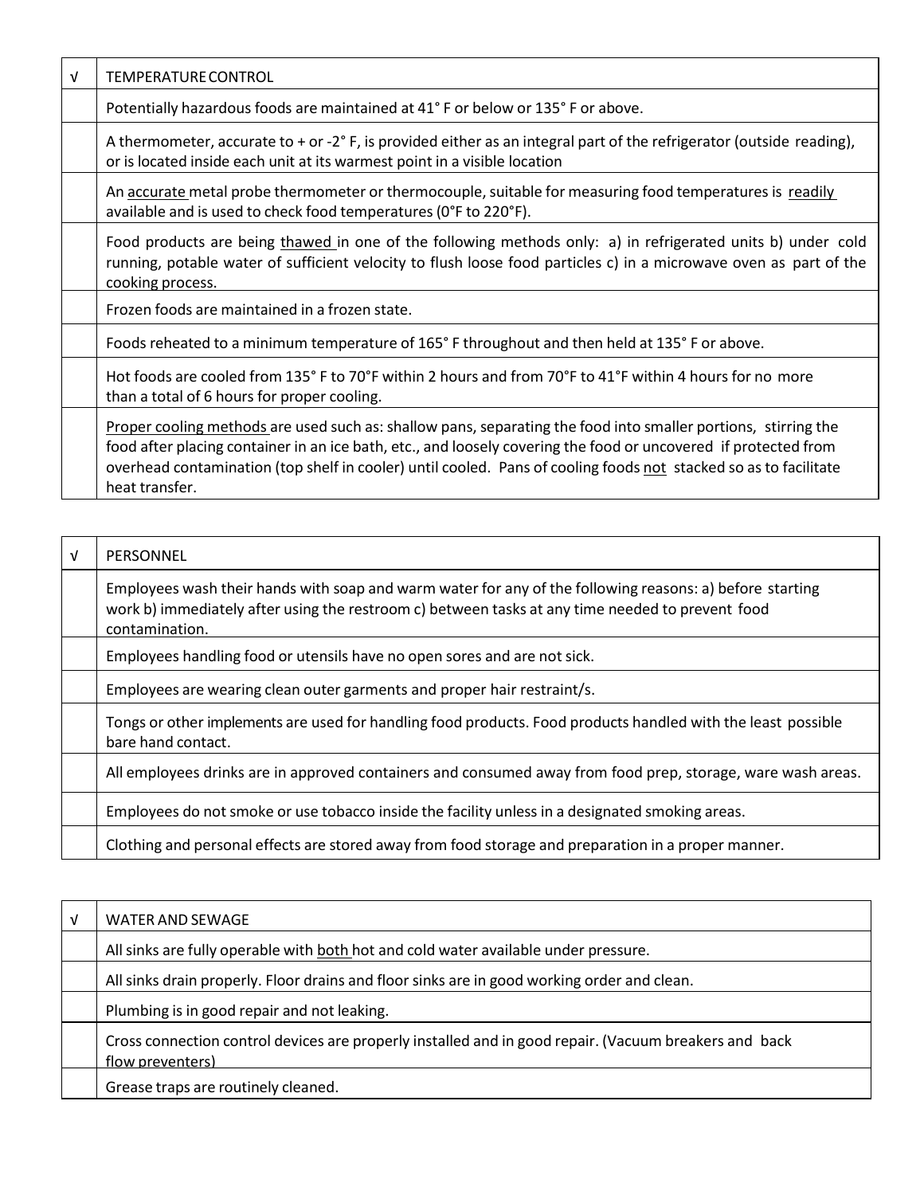| √ | TEMPERATURE CONTROL |
|---|---|
| | Potentially hazardous foods are maintained at 41° F or below or 135° F or above. |
| | A thermometer, accurate to + or -2° F, is provided either as an integral part of the refrigerator (outside reading), or is located inside each unit at its warmest point in a visible location |
| | An accurate metal probe thermometer or thermocouple, suitable for measuring food temperatures is readily available and is used to check food temperatures (0°F to 220°F). |
| | Food products are being thawed in one of the following methods only: a) in refrigerated units b) under cold running, potable water of sufficient velocity to flush loose food particles c) in a microwave oven as part of the cooking process. |
| | Frozen foods are maintained in a frozen state. |
| | Foods reheated to a minimum temperature of 165° F throughout and then held at 135° F or above. |
| | Hot foods are cooled from 135° F to 70°F within 2 hours and from 70°F to 41°F within 4 hours for no more than a total of 6 hours for proper cooling. |
| | Proper cooling methods are used such as: shallow pans, separating the food into smaller portions, stirring the food after placing container in an ice bath, etc., and loosely covering the food or uncovered if protected from overhead contamination (top shelf in cooler) until cooled. Pans of cooling foods not stacked so as to facilitate heat transfer. |

| √ | PERSONNEL |
|---|---|
| | Employees wash their hands with soap and warm water for any of the following reasons: a) before starting work b) immediately after using the restroom c) between tasks at any time needed to prevent food contamination. |
| | Employees handling food or utensils have no open sores and are not sick. |
| | Employees are wearing clean outer garments and proper hair restraint/s. |
| | Tongs or other implements are used for handling food products. Food products handled with the least possible bare hand contact. |
| | All employees drinks are in approved containers and consumed away from food prep, storage, ware wash areas. |
| | Employees do not smoke or use tobacco inside the facility unless in a designated smoking areas. |
| | Clothing and personal effects are stored away from food storage and preparation in a proper manner. |

| √ | WATER AND SEWAGE |
|---|---|
| | All sinks are fully operable with both hot and cold water available under pressure. |
| | All sinks drain properly. Floor drains and floor sinks are in good working order and clean. |
| | Plumbing is in good repair and not leaking. |
| | Cross connection control devices are properly installed and in good repair. (Vacuum breakers and back flow preventers) |
| | Grease traps are routinely cleaned. |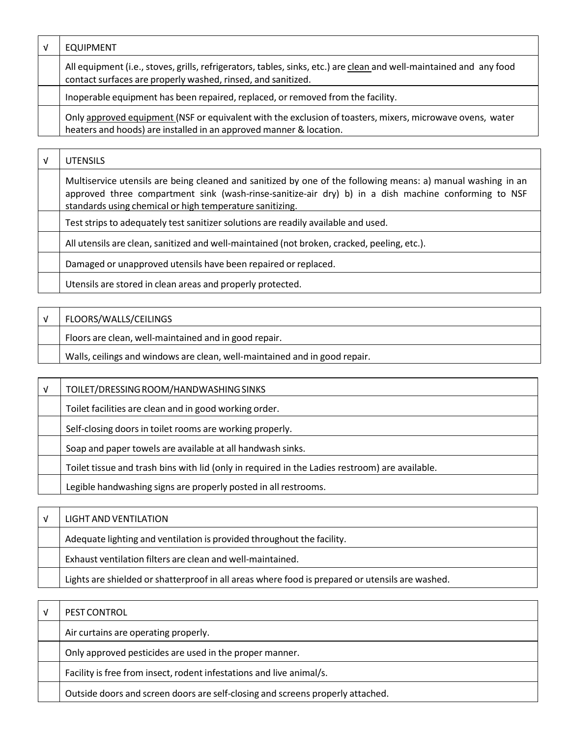| √ | EQUIPMENT |
|---|---|
| | All equipment (i.e., stoves, grills, refrigerators, tables, sinks, etc.) are clean and well-maintained and any food contact surfaces are properly washed, rinsed, and sanitized. |
| | Inoperable equipment has been repaired, replaced, or removed from the facility. |
| | Only approved equipment (NSF or equivalent with the exclusion of toasters, mixers, microwave ovens, water heaters and hoods) are installed in an approved manner & location. |

| √ | UTENSILS |
|---|---|
| | Multiservice utensils are being cleaned and sanitized by one of the following means: a) manual washing in an approved three compartment sink (wash-rinse-sanitize-air dry) b) in a dish machine conforming to NSF standards using chemical or high temperature sanitizing. |
| | Test strips to adequately test sanitizer solutions are readily available and used. |
| | All utensils are clean, sanitized and well-maintained (not broken, cracked, peeling, etc.). |
| | Damaged or unapproved utensils have been repaired or replaced. |
| | Utensils are stored in clean areas and properly protected. |

| √ | FLOORS/WALLS/CEILINGS |
|---|---|
| | Floors are clean, well-maintained and in good repair. |
| | Walls, ceilings and windows are clean, well-maintained and in good repair. |

| √ | TOILET/DRESSING ROOM/HANDWASHING SINKS |
|---|---|
| | Toilet facilities are clean and in good working order. |
| | Self-closing doors in toilet rooms are working properly. |
| | Soap and paper towels are available at all handwash sinks. |
| | Toilet tissue and trash bins with lid (only in required in the Ladies restroom) are available. |
| | Legible handwashing signs are properly posted in all restrooms. |

| √ | LIGHT AND VENTILATION |
|---|---|
| | Adequate lighting and ventilation is provided throughout the facility. |
| | Exhaust ventilation filters are clean and well-maintained. |
| | Lights are shielded or shatterproof in all areas where food is prepared or utensils are washed. |

| √ | PEST CONTROL |
|---|---|
| | Air curtains are operating properly. |
| | Only approved pesticides are used in the proper manner. |
| | Facility is free from insect, rodent infestations and live animal/s. |
| | Outside doors and screen doors are self-closing and screens properly attached. |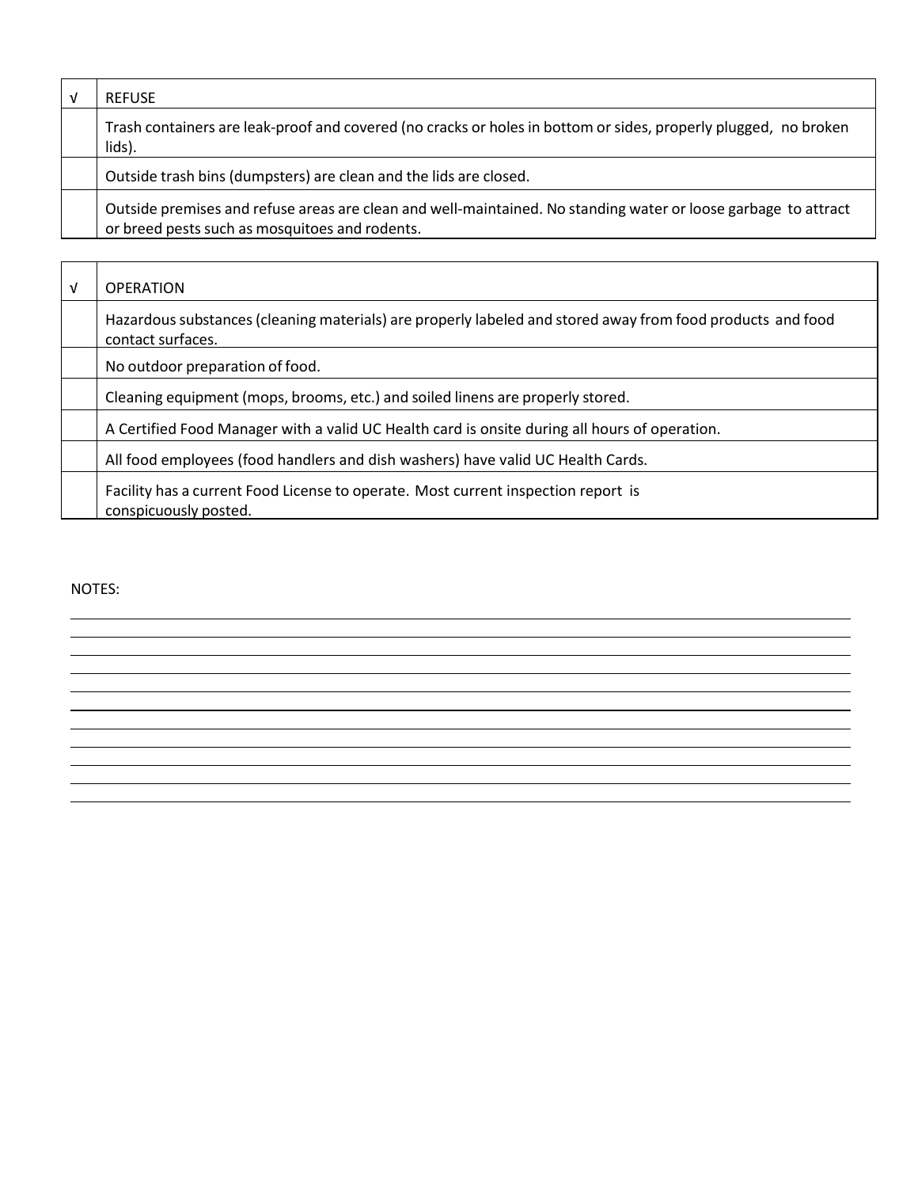| √ | REFUSE |
| --- | --- |
| | Trash containers are leak-proof and covered (no cracks or holes in bottom or sides, properly plugged, no broken lids). |
| | Outside trash bins (dumpsters) are clean and the lids are closed. |
| | Outside premises and refuse areas are clean and well-maintained. No standing water or loose garbage to attract or breed pests such as mosquitoes and rodents. |

| √ | OPERATION |
| --- | --- |
| | Hazardous substances (cleaning materials) are properly labeled and stored away from food products and food contact surfaces. |
| | No outdoor preparation of food. |
| | Cleaning equipment (mops, brooms, etc.) and soiled linens are properly stored. |
| | A Certified Food Manager with a valid UC Health card is onsite during all hours of operation. |
| | All food employees (food handlers and dish washers) have valid UC Health Cards. |
| | Facility has a current Food License to operate. Most current inspection report is conspicuously posted. |

NOTES: